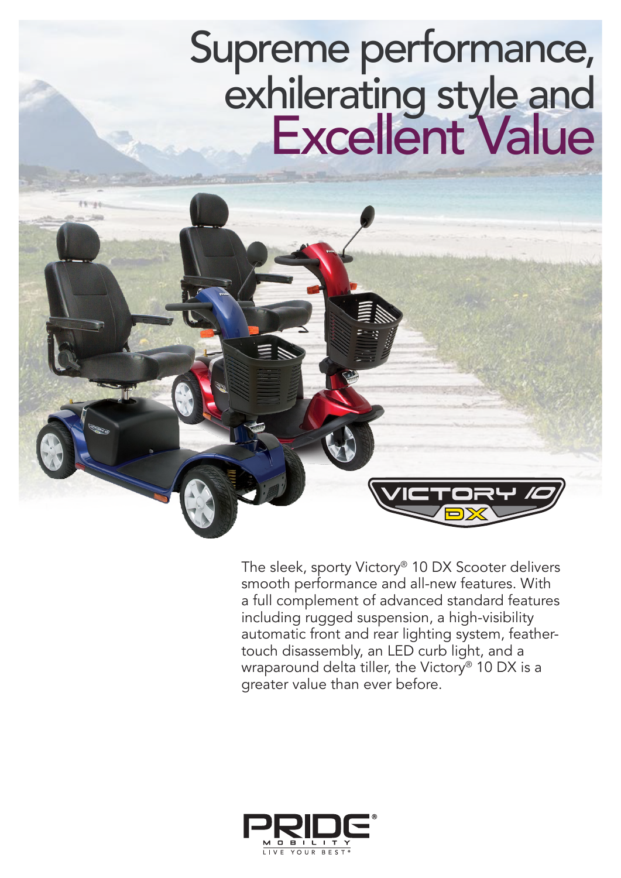# Supreme performance, exhilerating style and Excellent Value

VICTORY 10 DX

The sleek, sporty Victory® 10 DX Scooter delivers smooth performance and all-new features. With a full complement of advanced standard features including rugged suspension, a high-visibility automatic front and rear lighting system, feather-touch disassembly, an LED curb light, and a wraparound delta tiller, the Victory® 10 DX is a greater value than ever before.

PRIDE® MOBILITY
LIVE YOUR BEST®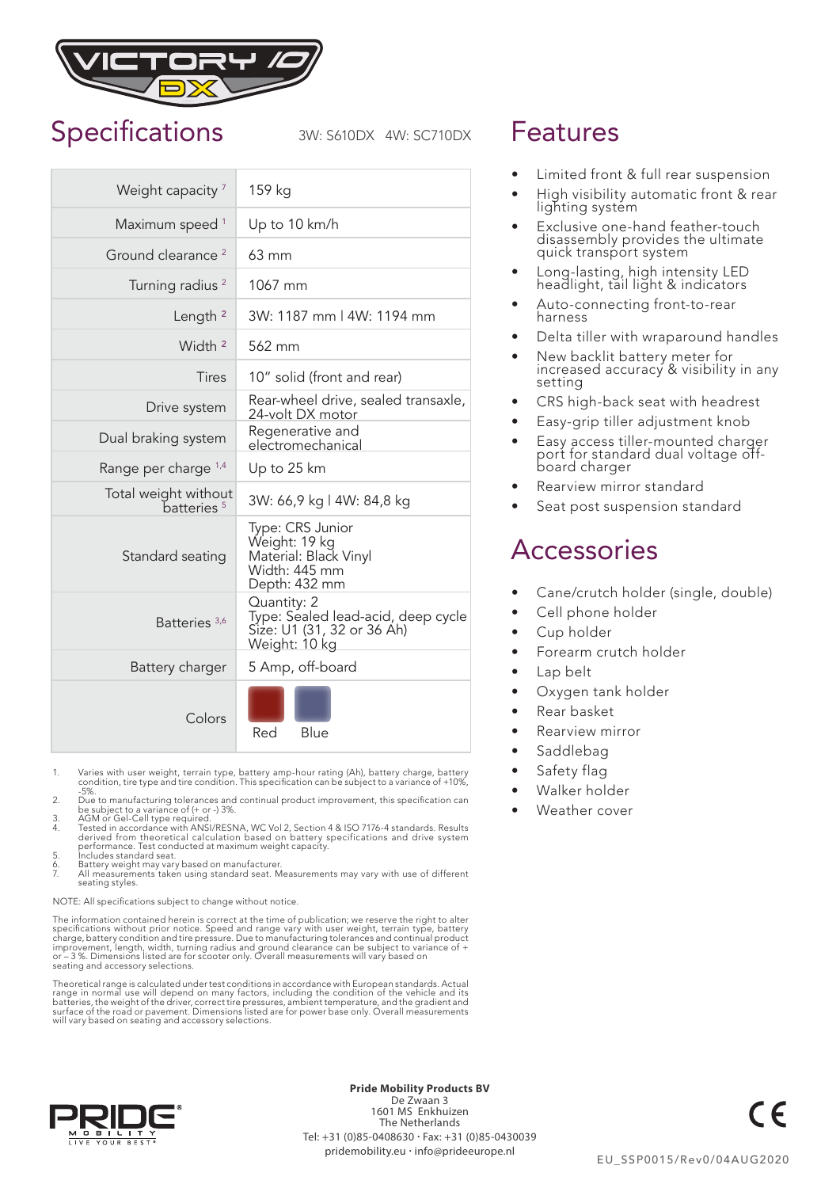# Specifications

3W: S610DX 4W: SC710DX

| | |
|---|---|
| Weight capacity [7] | 159 kg |
| Maximum speed [1] | Up to 10 km/h |
| Ground clearance [2] | 63 mm |
| Turning radius [2] | 1067 mm |
| Length [2] | 3W: 1187 mm \| 4W: 1194 mm |
| Width [2] | 562 mm |
| Tires | 10" solid (front and rear) |
| Drive system | Rear-wheel drive, sealed transaxle, 24-volt DX motor |
| Dual braking system | Regenerative and electromechanical |
| Range per charge [1,4] | Up to 25 km |
| Total weight without batteries [5] | 3W: 66,9 kg \| 4W: 84,8 kg |
| Standard seating | Type: CRS Junior<br>Weight: 19 kg<br>Material: Black Vinyl<br>Width: 445 mm<br>Depth: 432 mm |
| Batteries [3,6] | Quantity: 2<br>Type: Sealed lead-acid, deep cycle<br>Size: U1 (31, 32 or 36 Ah)<br>Weight: 10 kg |
| Battery charger | 5 Amp, off-board |
| Colors | Red Blue |

1. Varies with user weight, terrain type, battery amp-hour rating (Ah), battery charge, battery condition, tire type and tire condition. This specification can be subject to a variance of +10%, -5%.
2. Due to manufacturing tolerances and continual product improvement, this specification can be subject to a variance of (+ or -) 3%.
3. AGM or Gel-Cell type required.
4. Tested in accordance with ANSI/RESNA, WC Vol 2, Section 4 & ISO 7176-4 standards. Results derived from theoretical calculation based on battery specifications and drive system performance. Test conducted at maximum weight capacity.
5. Includes standard seat.
6. Battery weight may vary based on manufacturer.
7. All measurements taken using standard seat. Measurements may vary with use of different seating styles.

NOTE: All specifications subject to change without notice.

The information contained herein is correct at the time of publication; we reserve the right to alter specifications without prior notice. Speed and range vary with user weight, terrain type, battery charge, battery condition and tire pressure. Due to manufacturing tolerances and continual product improvement, length, width, turning radius and ground clearance can be subject to variance of + or – 3 %. Dimensions listed are for scooter only. Overall measurements will vary based on seating and accessory selections.

Theoretical range is calculated under test conditions in accordance with European standards. Actual range in normal use will depend on many factors, including the condition of the vehicle and its batteries, the weight of the driver, correct tire pressures, ambient temperature, and the gradient and surface of the road or pavement. Dimensions listed are for power base only. Overall measurements will vary based on seating and accessory selections.

# Features

- Limited front & full rear suspension
- High visibility automatic front & rear lighting system
- Exclusive one-hand feather-touch disassembly provides the ultimate quick transport system
- Long-lasting, high intensity LED headlight, tail light & indicators
- Auto-connecting front-to-rear harness
- Delta tiller with wraparound handles
- New backlit battery meter for increased accuracy & visibility in any setting
- CRS high-back seat with headrest
- Easy-grip tiller adjustment knob
- Easy access tiller-mounted charger port for standard dual voltage off-board charger
- Rearview mirror standard
- Seat post suspension standard

# Accessories

- Cane/crutch holder (single, double)
- Cell phone holder
- Cup holder
- Forearm crutch holder
- Lap belt
- Oxygen tank holder
- Rear basket
- Rearview mirror
- Saddlebag
- Safety flag
- Walker holder
- Weather cover

**Pride Mobility Products BV**
De Zwaan 3
1601 MS Enkhuizen
The Netherlands
Tel: +31 (0)85-0408630 · Fax: +31 (0)85-0430039
pridemobility.eu · info@prideeurope.nl

EU_SSP0015/Rev0/04AUG2020